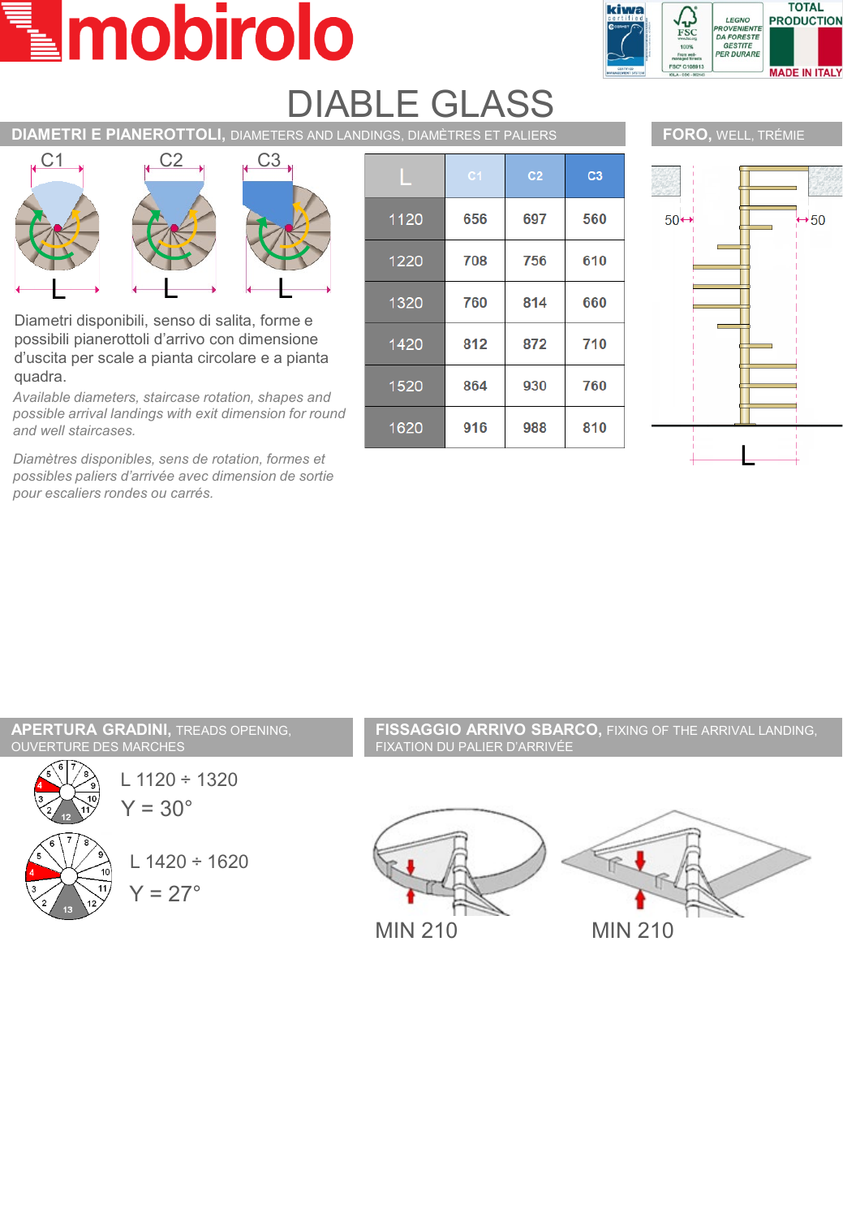# DIABLE GLASS

## DIAMETRI E PIANEROTTOLI, DIAMETERS AND LANDINGS, DIAMÈTRES ET PALIERS

Diametri disponibili, senso di salita, forme e possibili pianerottoli d'arrivo con dimensione d'uscita per scale a pianta circolare e a pianta quadra.

*Available diameters, staircase rotation, shapes and possible arrival landings with exit dimension for round and well staircases.*

*Diamètres disponibles, sens de rotation, formes et possibles paliers d'arrivée avec dimension de sortie pour escaliers rondes ou carrés.*

| L | C1 | C2 | C3 |
|---|---|---|---|
| 1120 | 656 | 697 | 560 |
| 1220 | 708 | 756 | 610 |
| 1320 | 760 | 814 | 660 |
| 1420 | 812 | 872 | 710 |
| 1520 | 864 | 930 | 760 |
| 1620 | 916 | 988 | 810 |

## FORO, WELL, TRÉMIE

50 ↔ L ↔ 50

## APERTURA GRADINI, TREADS OPENING, OUVERTURE DES MARCHES

L 1120 ÷ 1320
Y = 30°

L 1420 ÷ 1620
Y = 27°

## FISSAGGIO ARRIVO SBARCO, FIXING OF THE ARRIVAL LANDING, FIXATION DU PALIER D'ARRIVÉE

MIN 210

MIN 210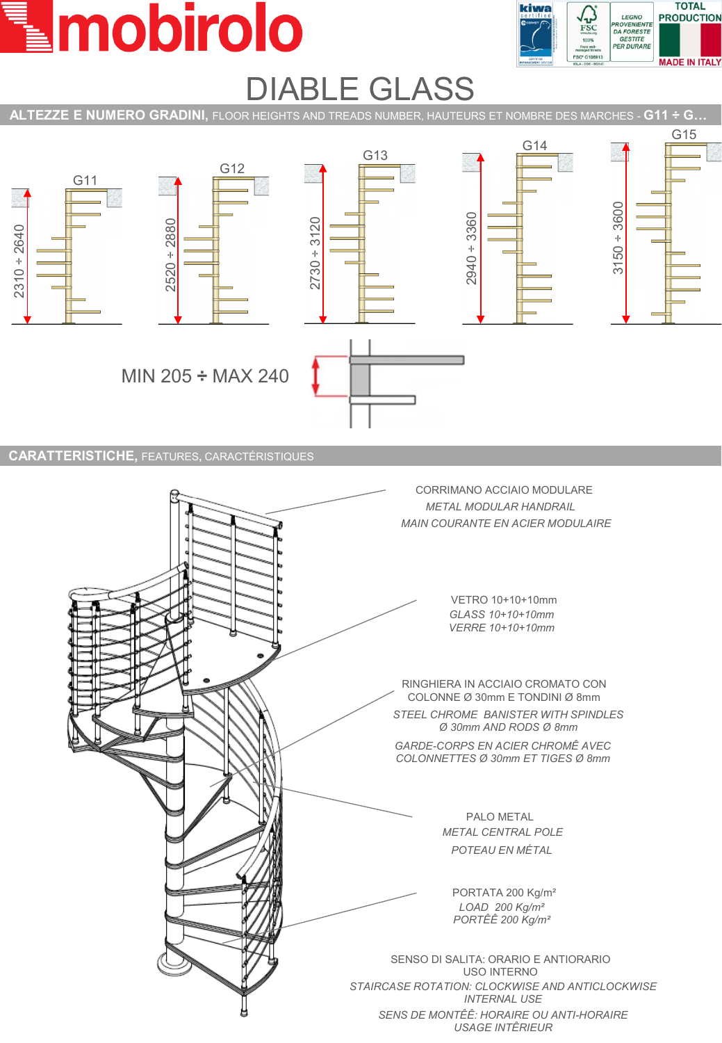# DIABLE GLASS

## ALTEZZE E NUMERO GRADINI, FLOOR HEIGHTS AND TREADS NUMBER, HAUTEURS ET NOMBRE DES MARCHES - G11 ÷ G...

| G11 | G12 | G13 | G14 | G15 |
|---|---|---|---|---|
| 2310 ÷ 2640 | 2520 ÷ 2880 | 2730 ÷ 3120 | 2940 ÷ 3360 | 3150 ÷ 3600 |

MIN 205 ÷ MAX 240

## CARATTERISTICHE, FEATURES, CARACTÉRISTIQUES

CORRIMANO ACCIAIO MODULARE
*METAL MODULAR HANDRAIL*
*MAIN COURANTE EN ACIER MODULAIRE*

VETRO 10+10+10mm
*GLASS 10+10+10mm*
*VERRE 10+10+10mm*

RINGHIERA IN ACCIAIO CROMATO CON COLONNE Ø 30mm E TONDINI Ø 8mm
*STEEL CHROME BANISTER WITH SPINDLES Ø 30mm AND RODS Ø 8mm*
*GARDE-CORPS EN ACIER CHROMÊ AVEC COLONNETTES Ø 30mm ET TIGES Ø 8mm*

PALO METAL
*METAL CENTRAL POLE*
*POTEAU EN MÉTAL*

PORTATA 200 Kg/m²
*LOAD 200 Kg/m²*
*PORTÊÊ 200 Kg/m²*

SENSO DI SALITA: ORARIO E ANTIORARIO
USO INTERNO
*STAIRCASE ROTATION: CLOCKWISE AND ANTICLOCKWISE*
*INTERNAL USE*
*SENS DE MONTÊÊ: HORAIRE OU ANTI-HORAIRE*
*USAGE INTÊRIEUR*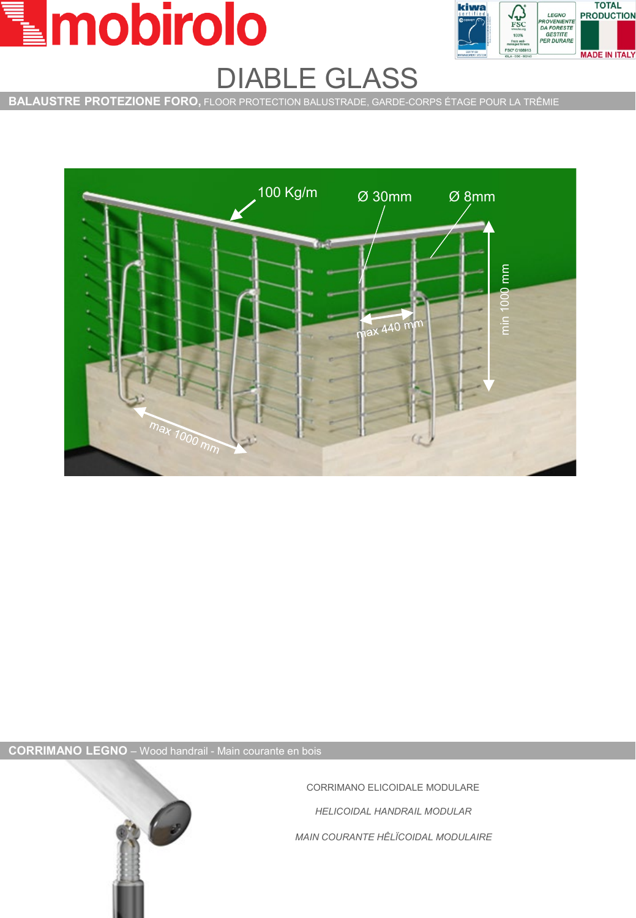# DIABLE GLASS

**BALAUSTRE PROTEZIONE FORO,** FLOOR PROTECTION BALUSTRADE, GARDE-CORPS ÉTAGE POUR LA TRÉMIE

100 Kg/m

Ø 30mm

Ø 8mm

max 440 mm

min 1000 mm

max 1000 mm

**CORRIMANO LEGNO** – Wood handrail - Main courante en bois

CORRIMANO ELICOIDALE MODULARE

*HELICOIDAL HANDRAIL MODULAR*

*MAIN COURANTE HÊLÏCOIDAL MODULAIRE*